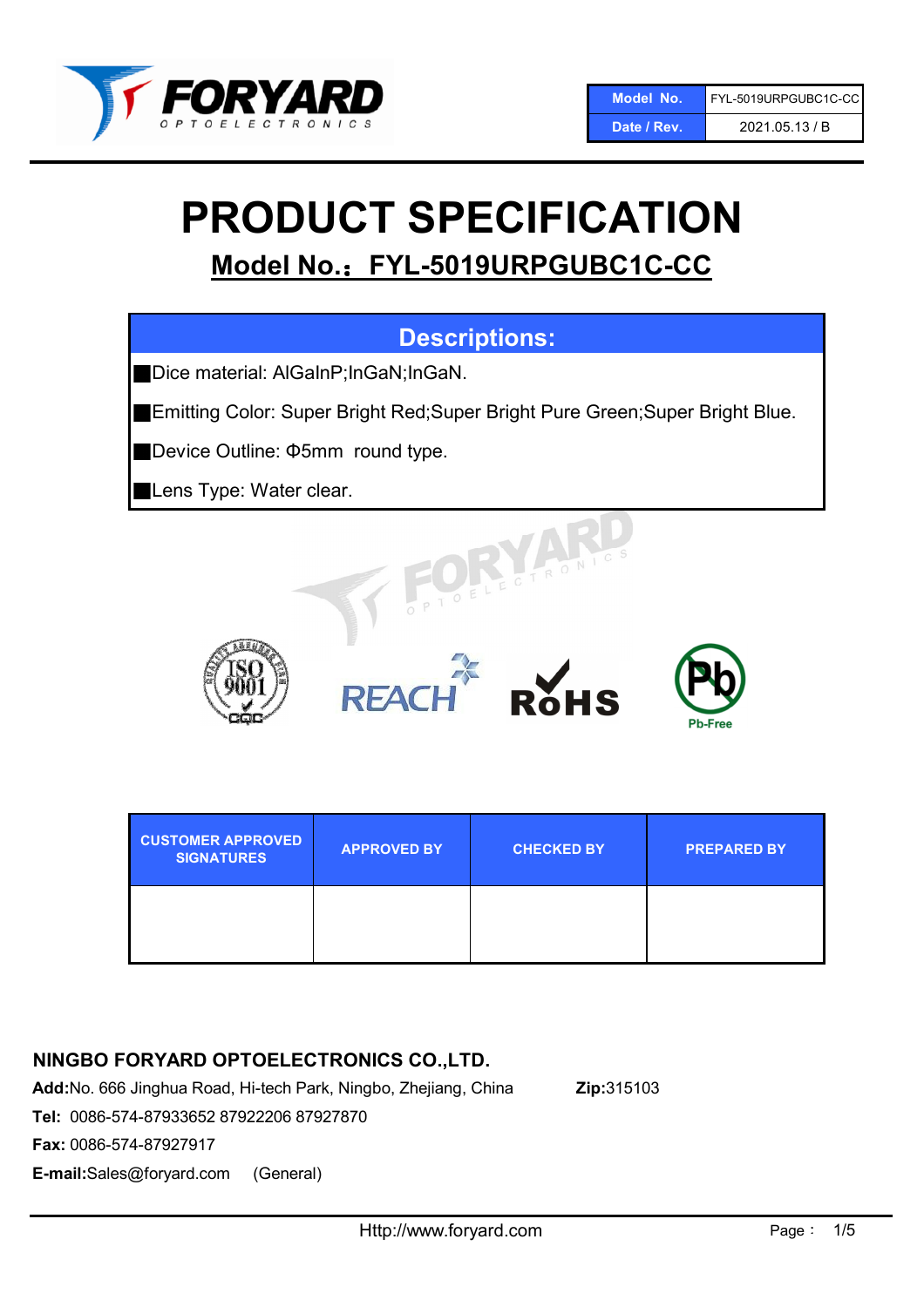| Model No. | FYL-5019URPGUBC1C-CC |
| --- | --- |
| Date / Rev. | 2021.05.13 / B |

# PRODUCT SPECIFICATION

## Model No.：FYL-5019URPGUBC1C-CC

### Descriptions:

- Dice material: AlGaInP;InGaN;InGaN.
- Emitting Color: Super Bright Red;Super Bright Pure Green;Super Bright Blue.
- Device Outline: Φ5mm round type.
- Lens Type: Water clear.

| CUSTOMER APPROVED SIGNATURES | APPROVED BY | CHECKED BY | PREPARED BY |
| --- | --- | --- | --- |
| | | | |

**NINGBO FORYARD OPTOELECTRONICS CO.,LTD.**

**Add:** No. 666 Jinghua Road, Hi-tech Park, Ningbo, Zhejiang, China **Zip:** 315103

**Tel:** 0086-574-87933652 87922206 87927870

**Fax:** 0086-574-87927917

**E-mail:** Sales@foryard.com (General)

Http://www.foryard.com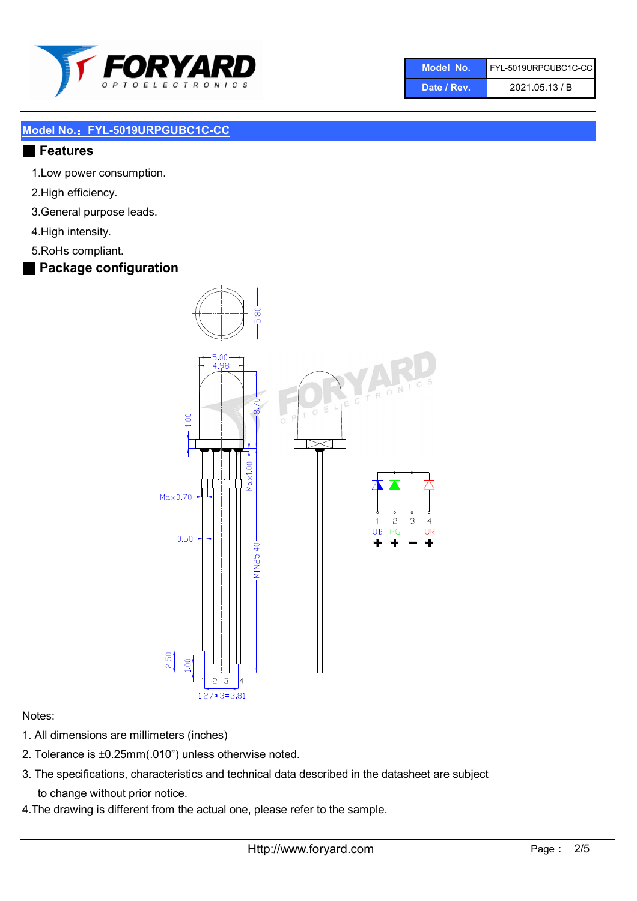## Model No.：FYL-5019URPGUBC1C-CC

### Features

1. Low power consumption.
2. High efficiency.
3. General purpose leads.
4. High intensity.
5. RoHs compliant.

### Package configuration

Notes:

1. All dimensions are millimeters (inches)
2. Tolerance is ±0.25mm(.010") unless otherwise noted.
3. The specifications, characteristics and technical data described in the datasheet are subject to change without prior notice.
4. The drawing is different from the actual one, please refer to the sample.

Http://www.foryard.com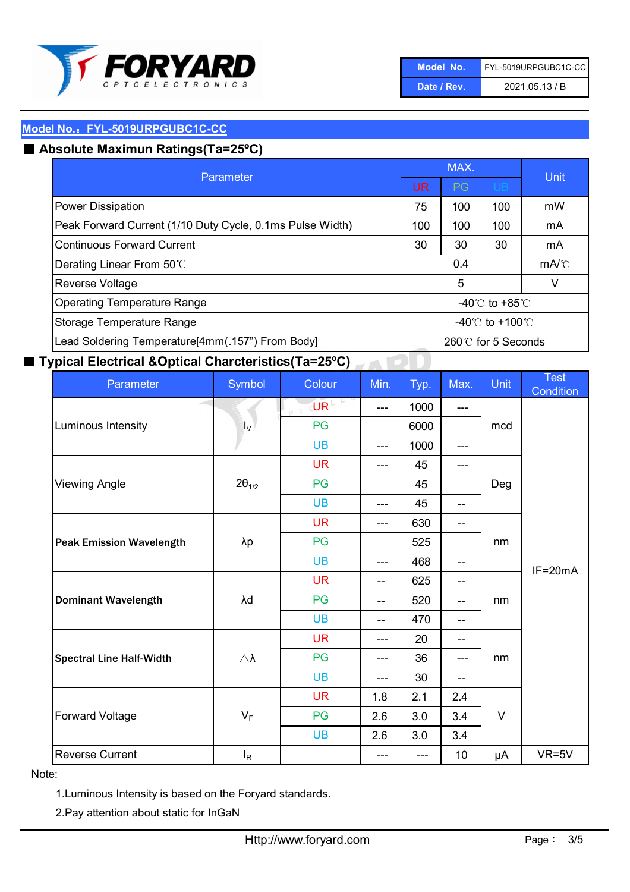## Model No.：FYL-5019URPGUBC1C-CC

### ■ Absolute Maximun Ratings(Ta=25ºC)

| Parameter | MAX. | | | Unit |
|---|---|---|---|---|
| | UR | PG | UB | |
| Power Dissipation | 75 | 100 | 100 | mW |
| Peak Forward Current (1/10 Duty Cycle, 0.1ms Pulse Width) | 100 | 100 | 100 | mA |
| Continuous Forward Current | 30 | 30 | 30 | mA |
| Derating Linear From 50℃ | 0.4 | | | mA/℃ |
| Reverse Voltage | 5 | | | V |
| Operating Temperature Range | -40℃ to +85℃ | | | |
| Storage Temperature Range | -40℃ to +100℃ | | | |
| Lead Soldering Temperature[4mm(.157”) From Body] | 260℃ for 5 Seconds | | | |

### ■ Typical Electrical &Optical Charcteristics(Ta=25ºC)

| Parameter | Symbol | Colour | Min. | Typ. | Max. | Unit | Test Condition |
|---|---|---|---|---|---|---|---|
| Luminous Intensity | $I_V$ | UR | --- | 1000 | --- | mcd | IF=20mA |
| | | PG | | 6000 | | | |
| | | UB | --- | 1000 | --- | | |
| Viewing Angle | $2\theta_{1/2}$ | UR | --- | 45 | --- | Deg | |
| | | PG | | 45 | | | |
| | | UB | --- | 45 | -- | | |
| **Peak Emission Wavelength** | λp | UR | --- | 630 | -- | nm | |
| | | PG | | 525 | | | |
| | | UB | --- | 468 | -- | | |
| **Dominant Wavelength** | λd | UR | -- | 625 | -- | nm | |
| | | PG | -- | 520 | -- | | |
| | | UB | -- | 470 | -- | | |
| **Spectral Line Half-Width** | △λ | UR | --- | 20 | -- | nm | |
| | | PG | --- | 36 | --- | | |
| | | UB | --- | 30 | -- | | |
| Forward Voltage | $V_F$ | UR | 1.8 | 2.1 | 2.4 | V | |
| | | PG | 2.6 | 3.0 | 3.4 | | |
| | | UB | 2.6 | 3.0 | 3.4 | | |
| Reverse Current | $I_R$ | | --- | --- | 10 | μA | VR=5V |

Note:

1.Luminous Intensity is based on the Foryard standards.

2.Pay attention about static for InGaN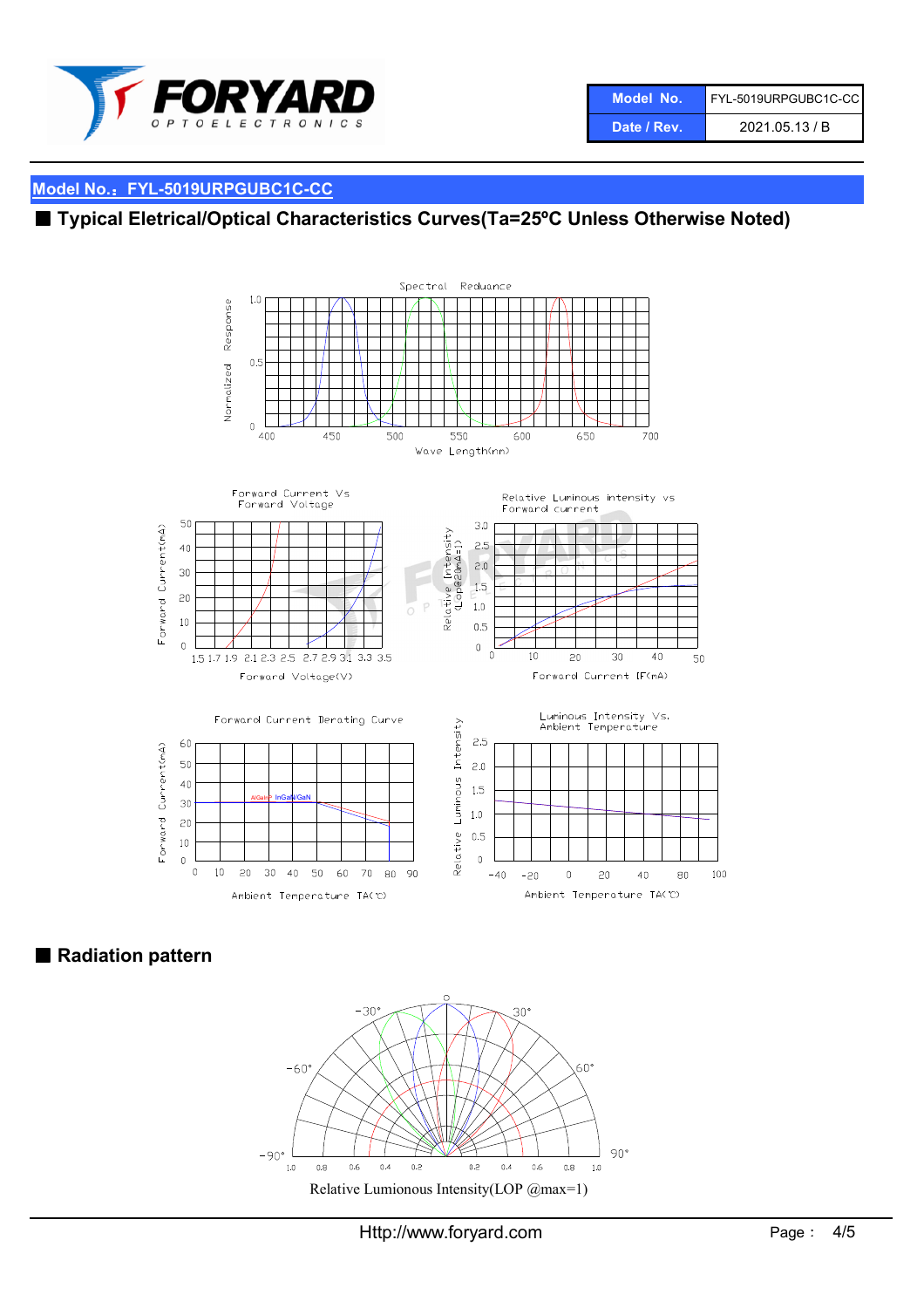| Model No. | FYL-5019URPGUBC1C-CC |
| --- | --- |
| Date / Rev. | 2021.05.13 / B |

## Model No.：FYL-5019URPGUBC1C-CC

## ■ Typical Eletrical/Optical Characteristics Curves(Ta=25ºC Unless Otherwise Noted)

Spectral Reduance

Normalized Response

Wave Length(nm)

Forward Current Vs Forward Voltage

Forward Current(mA)

Forward Voltage(V)

Relative Luminous intensity vs Forward current

Relative Intensity (Lop@20mA=1)

Forward Current IF(mA)

Forward Current Derating Curve

AlGaInP InGaN/GaN

Forward Current(mA)

Ambient Temperature TA(℃)

Luminous Intensity Vs. Ambient Temperature

Relative Luminous Intensity

Ambient Temperature TA(℃)

## ■ Radiation pattern

Relative Lumionous Intensity(LOP @max=1)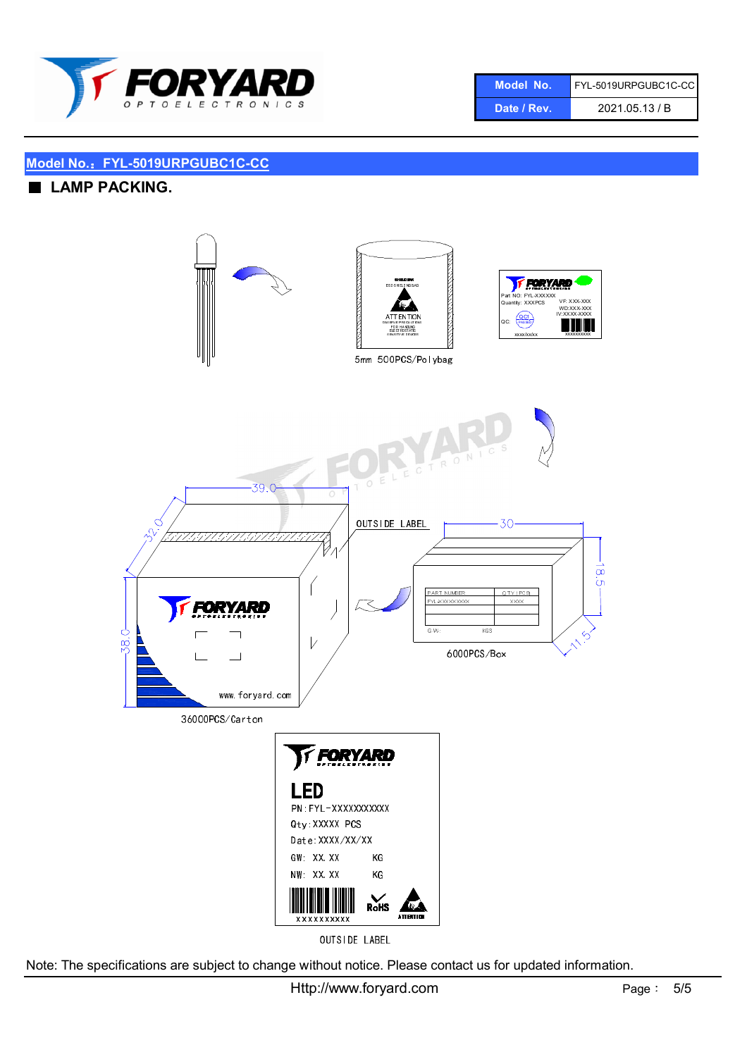| Model No. | FYL-5019URPGUBC1C-CC |
| --- | --- |
| Date / Rev. | 2021.05.13 / B |

## Model No.：FYL-5019URPGUBC1C-CC

### LAMP PACKING.

5mm 500PCS/Polybag

OUTSIDE LABEL

39.0

32.0

38.0

30

18.5

11.5

6000PCS/Box

36000PCS/Carton

LED

PN：FYL-XXXXXXXXXX

Qty：XXXXX PCS

Date：XXXX/XX/XX

GW: XX.XX KG

NW: XX.XX KG

OUTSIDE LABEL

Note: The specifications are subject to change without notice. Please contact us for updated information.